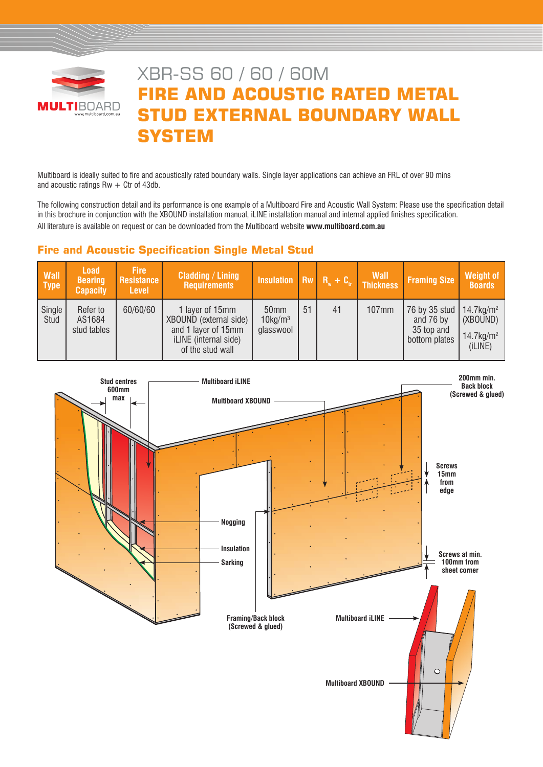# XBR-SS 60 / 60 / 60M

# FIRE AND ACOUSTIC RATED METAL STUD EXTERNAL BOUNDARY WALL SYSTEM

Multiboard is ideally suited to fire and acoustically rated boundary walls. Single layer applications can achieve an FRL of over 90 mins and acoustic ratings Rw + Ctr of 43db.

The following construction detail and its performance is one example of a Multiboard Fire and Acoustic Wall System: Please use the specification detail in this brochure in conjunction with the XBOUND installation manual, iLINE installation manual and internal applied finishes specification.

All literature is available on request or can be downloaded from the Multiboard website **www.multiboard.com.au**

## Fire and Acoustic Specification Single Metal Stud

| Wall Type | Load Bearing Capacity | Fire Resistance Level | Cladding / Lining Requirements | Insulation | Rw | $R_w + C_{tr}$ | Wall Thickness | Framing Size | Weight of Boards |
|---|---|---|---|---|---|---|---|---|---|
| Single Stud | Refer to AS1684 stud tables | 60/60/60 | 1 layer of 15mm XBOUND (external side) and 1 layer of 15mm iLINE (internal side) of the stud wall | 50mm 10kg/m$^3$ glasswool | 51 | 41 | 107mm | 76 by 35 stud and 76 by 35 top and bottom plates | 14.7kg/m$^2$ (XBOUND) 14.7kg/m$^2$ (iLINE) |

Stud centres 600mm max

Multiboard iLINE

Multiboard XBOUND

200mm min. Back block (Screwed & glued)

Screws 15mm from edge

Nogging

Insulation

Sarking

Screws at min. 100mm from sheet corner

Framing/Back block (Screwed & glued)

Multiboard iLINE

Multiboard XBOUND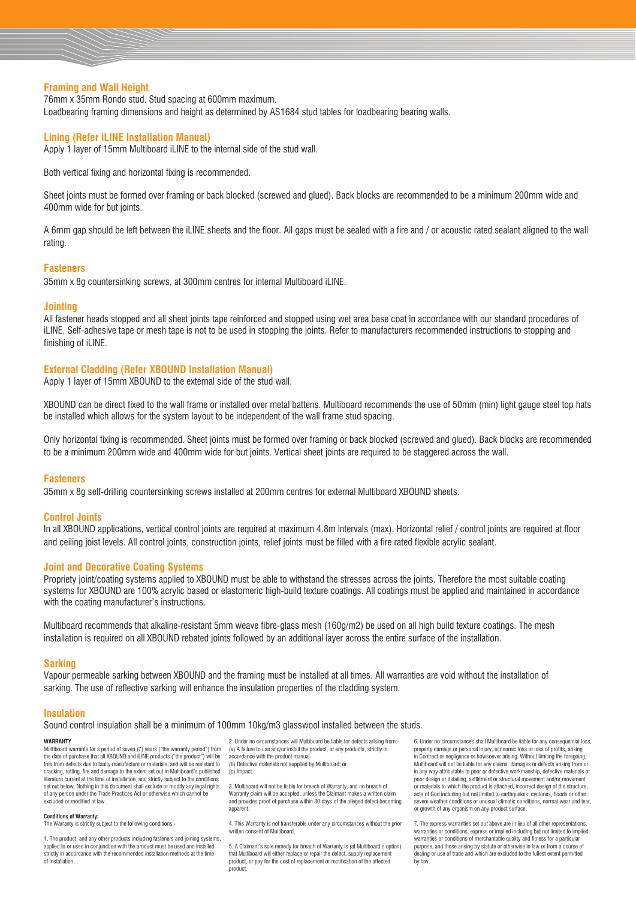## Framing and Wall Height

76mm x 35mm Rondo stud. Stud spacing at 600mm maximum.
Loadbearing framing dimensions and height as determined by AS1684 stud tables for loadbearing bearing walls.

## Lining (Refer iLINE Installation Manual)

Apply 1 layer of 15mm Multiboard iLINE to the internal side of the stud wall.

Both vertical fixing and horizontal fixing is recommended.

Sheet joints must be formed over framing or back blocked (screwed and glued). Back blocks are recommended to be a minimum 200mm wide and 400mm wide for but joints.

A 6mm gap should be left between the iLINE sheets and the floor. All gaps must be sealed with a fire and / or acoustic rated sealant aligned to the wall rating.

## Fasteners

35mm x 8g countersinking screws, at 300mm centres for internal Multiboard iLINE.

## Jointing

All fastener heads stopped and all sheet joints tape reinforced and stopped using wet area base coat in accordance with our standard procedures of iLINE. Self-adhesive tape or mesh tape is not to be used in stopping the joints. Refer to manufacturers recommended instructions to stopping and finishing of iLINE.

## External Cladding (Refer XBOUND Installation Manual)

Apply 1 layer of 15mm XBOUND to the external side of the stud wall.

XBOUND can be direct fixed to the wall frame or installed over metal battens. Multiboard recommends the use of 50mm (min) light gauge steel top hats be installed which allows for the system layout to be independent of the wall frame stud spacing.

Only horizontal fixing is recommended. Sheet joints must be formed over framing or back blocked (screwed and glued). Back blocks are recommended to be a minimum 200mm wide and 400mm wide for but joints. Vertical sheet joints are required to be staggered across the wall.

## Fasteners

35mm x 8g self-drilling countersinking screws installed at 200mm centres for external Multiboard XBOUND sheets.

## Control Joints

In all XBOUND applications, vertical control joints are required at maximum 4.8m intervals (max). Horizontal relief / control joints are required at floor and ceiling joist levels. All control joints, construction joints, relief joints must be filled with a fire rated flexible acrylic sealant.

## Joint and Decorative Coating Systems

Propriety joint/coating systems applied to XBOUND must be able to withstand the stresses across the joints. Therefore the most suitable coating systems for XBOUND are 100% acrylic based or elastomeric high-build texture coatings. All coatings must be applied and maintained in accordance with the coating manufacturer's instructions.

Multiboard recommends that alkaline-resistant 5mm weave fibre-glass mesh (160g/m2) be used on all high build texture coatings. The mesh installation is required on all XBOUND rebated joints followed by an additional layer across the entire surface of the installation.

## Sarking

Vapour permeable sarking between XBOUND and the framing must be installed at all times. All warranties are void without the installation of sarking. The use of reflective sarking will enhance the insulation properties of the cladding system.

## Insulation

Sound control insulation shall be a minimum of 100mm 10kg/m3 glasswool installed between the studs.

**WARRANTY**

Multiboard warrants for a period of seven (7) years ("the warranty period") from the date of purchase that all XBOUND and iLINE products ("the product") will be free from defects due to faulty manufacture or materials, and will be resistant to cracking, rotting, fire and damage to the extent set out in Multiboard's published literature current at the time of installation, and strictly subject to the conditions set out below. Nothing in this document shall exclude or modify any legal rights of any person under the Trade Practices Act or otherwise which cannot be excluded or modified at law.

**Conditions of Warranty:**

The Warranty is strictly subject to the following conditions:-

1. The product, and any other products including fasteners and joining systems, applied to or used in conjunction with the product must be used and installed strictly in accordance with the recommended installation methods at the time of installation.

2. Under no circumstances will Multiboard be liable for defects arising from:-
(a) A failure to use and/or install the product, or any products, strictly in accordance with the product manual.
(b) Defective materials not supplied by Multiboard; or
(c) Impact.

3. Multiboard will not be liable for breach of Warranty, and no breach of Warranty claim will be accepted, unless the Claimant makes a written claim and provides proof of purchase within 30 days of the alleged defect becoming apparent.

4. This Warranty is not transferable under any circumstances without the prior written consent of Multiboard.

5. A Claimant's sole remedy for breach of Warranty is (at Multiboard's option) that Multiboard will either replace or repair the defect, supply replacement product, or pay for the cost of replacement or rectification of the affected product.

6. Under no circumstances shall Multiboard be liable for any consequential loss, property damage or personal injury, economic loss or loss of profits, arising in Contract or negligence or howsoever arising. Without limiting the foregoing, Multiboard will not be liable for any claims, damages or defects arising from or in any way attributable to poor or defective workmanship, defective materials or poor design or detailing, settlement or structural movement and/or movement or materials to which the product is attached, incorrect design of the structure, acts of God including but not limited to earthquakes, cyclones, floods or other severe weather conditions or unusual climatic conditions, normal wear and tear, or growth of any organism on any product surface.

7. The express warranties set out above are in lieu of all other representations, warranties or conditions, express or implied including but not limited to implied warranties or conditions of merchantable quality and fitness for a particular purpose, and those arising by statute or otherwise in law or from a course of dealing or use of trade and which are excluded to the fullest extent permitted by law.